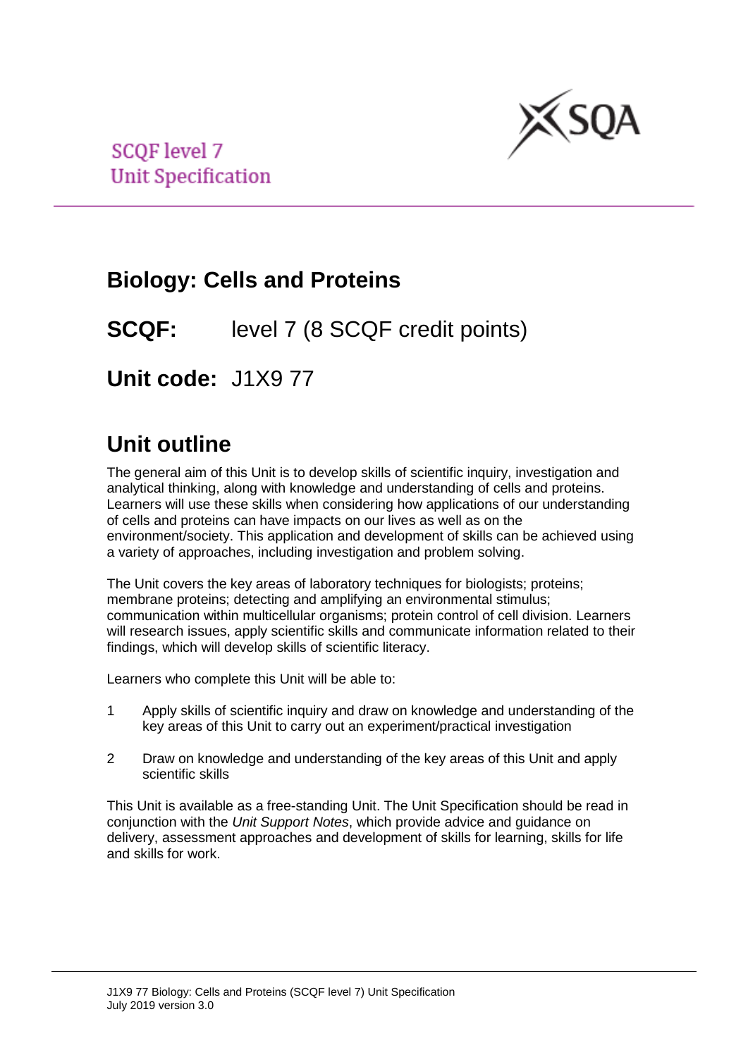SCQF level 7
Unit Specification

# Biology: Cells and Proteins

## SCQF: level 7 (8 SCQF credit points)

## Unit code: J1X9 77

## Unit outline

The general aim of this Unit is to develop skills of scientific inquiry, investigation and analytical thinking, along with knowledge and understanding of cells and proteins. Learners will use these skills when considering how applications of our understanding of cells and proteins can have impacts on our lives as well as on the environment/society. This application and development of skills can be achieved using a variety of approaches, including investigation and problem solving.

The Unit covers the key areas of laboratory techniques for biologists; proteins; membrane proteins; detecting and amplifying an environmental stimulus; communication within multicellular organisms; protein control of cell division. Learners will research issues, apply scientific skills and communicate information related to their findings, which will develop skills of scientific literacy.

Learners who complete this Unit will be able to:

1. Apply skills of scientific inquiry and draw on knowledge and understanding of the key areas of this Unit to carry out an experiment/practical investigation
2. Draw on knowledge and understanding of the key areas of this Unit and apply scientific skills

This Unit is available as a free-standing Unit. The Unit Specification should be read in conjunction with the *Unit Support Notes*, which provide advice and guidance on delivery, assessment approaches and development of skills for learning, skills for life and skills for work.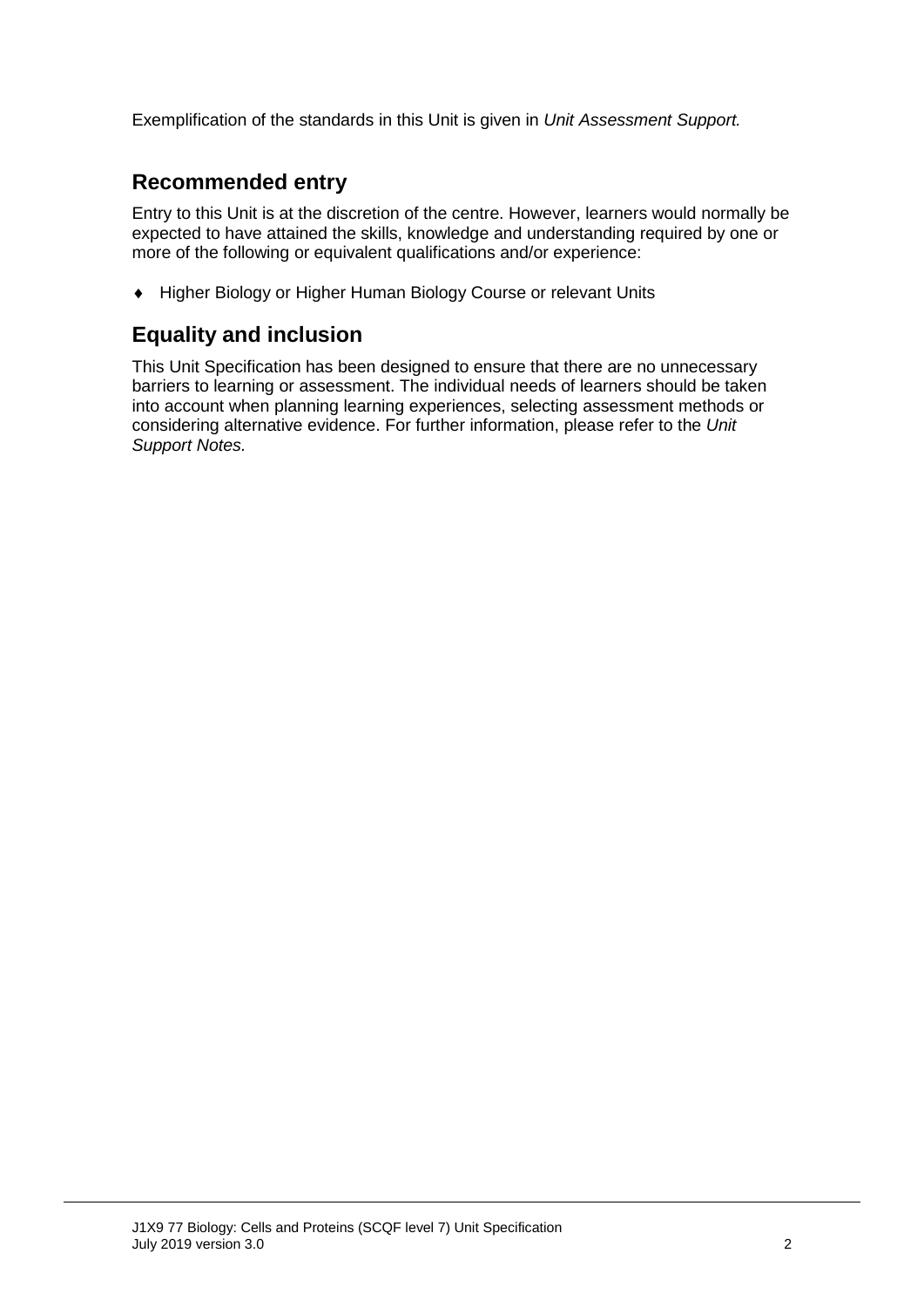Exemplification of the standards in this Unit is given in *Unit Assessment Support.*

## Recommended entry

Entry to this Unit is at the discretion of the centre. However, learners would normally be expected to have attained the skills, knowledge and understanding required by one or more of the following or equivalent qualifications and/or experience:

- Higher Biology or Higher Human Biology Course or relevant Units

## Equality and inclusion

This Unit Specification has been designed to ensure that there are no unnecessary barriers to learning or assessment. The individual needs of learners should be taken into account when planning learning experiences, selecting assessment methods or considering alternative evidence. For further information, please refer to the *Unit Support Notes.*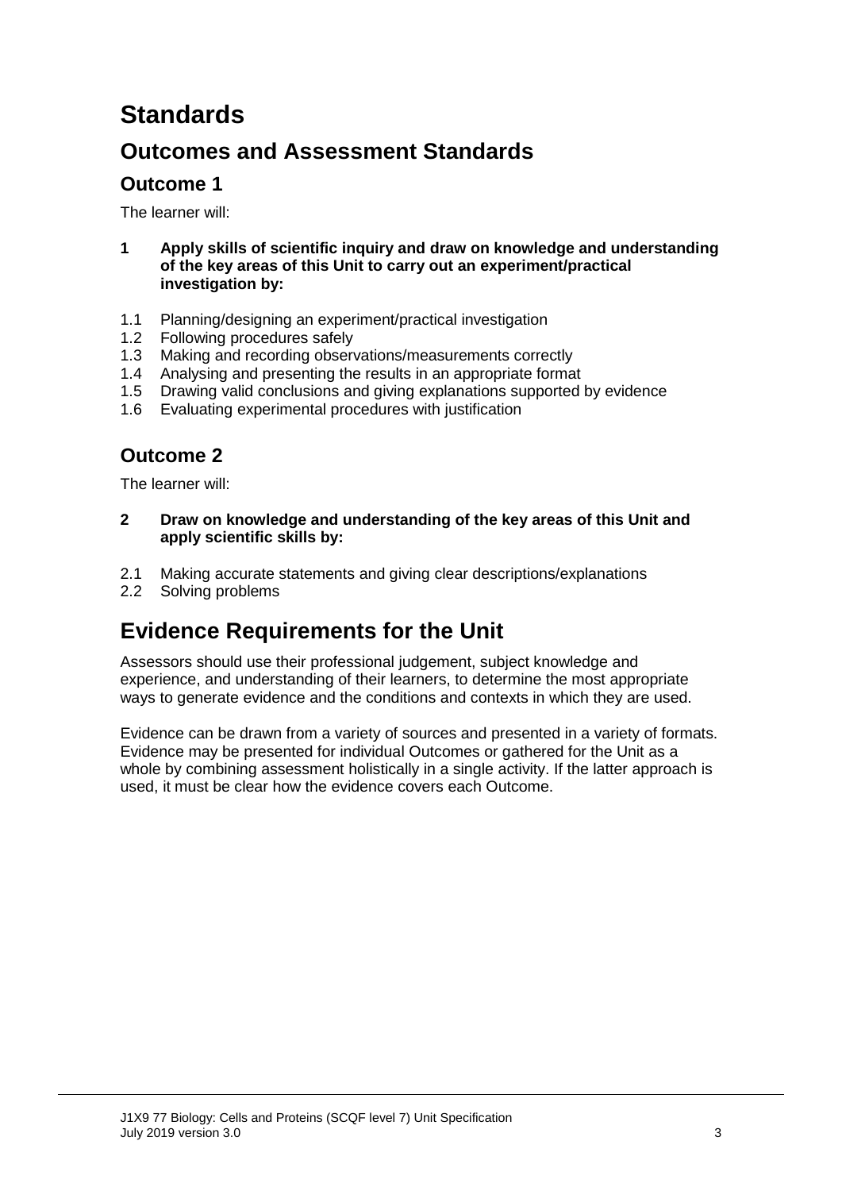# Standards

## Outcomes and Assessment Standards

### Outcome 1

The learner will:

**1 Apply skills of scientific inquiry and draw on knowledge and understanding of the key areas of this Unit to carry out an experiment/practical investigation by:**

1.1 Planning/designing an experiment/practical investigation
1.2 Following procedures safely
1.3 Making and recording observations/measurements correctly
1.4 Analysing and presenting the results in an appropriate format
1.5 Drawing valid conclusions and giving explanations supported by evidence
1.6 Evaluating experimental procedures with justification

### Outcome 2

The learner will:

**2 Draw on knowledge and understanding of the key areas of this Unit and apply scientific skills by:**

2.1 Making accurate statements and giving clear descriptions/explanations
2.2 Solving problems

## Evidence Requirements for the Unit

Assessors should use their professional judgement, subject knowledge and experience, and understanding of their learners, to determine the most appropriate ways to generate evidence and the conditions and contexts in which they are used.

Evidence can be drawn from a variety of sources and presented in a variety of formats. Evidence may be presented for individual Outcomes or gathered for the Unit as a whole by combining assessment holistically in a single activity. If the latter approach is used, it must be clear how the evidence covers each Outcome.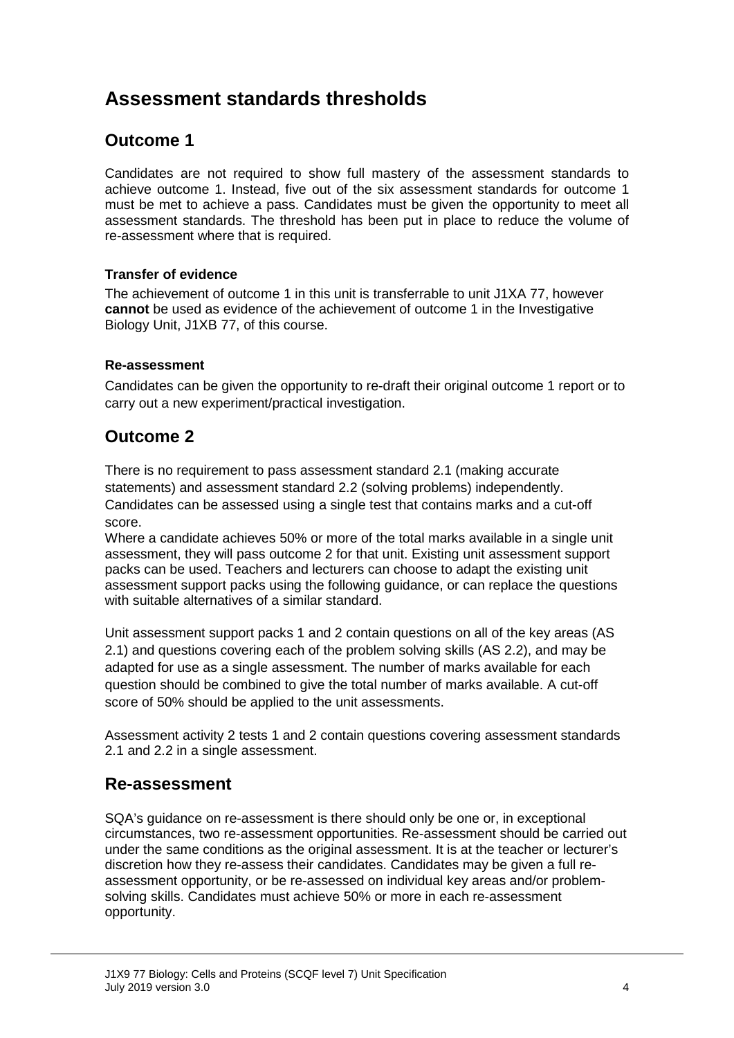# Assessment standards thresholds

## Outcome 1

Candidates are not required to show full mastery of the assessment standards to achieve outcome 1. Instead, five out of the six assessment standards for outcome 1 must be met to achieve a pass. Candidates must be given the opportunity to meet all assessment standards. The threshold has been put in place to reduce the volume of re-assessment where that is required.

### Transfer of evidence

The achievement of outcome 1 in this unit is transferrable to unit J1XA 77, however **cannot** be used as evidence of the achievement of outcome 1 in the Investigative Biology Unit, J1XB 77, of this course.

### Re-assessment

Candidates can be given the opportunity to re-draft their original outcome 1 report or to carry out a new experiment/practical investigation.

## Outcome 2

There is no requirement to pass assessment standard 2.1 (making accurate statements) and assessment standard 2.2 (solving problems) independently. Candidates can be assessed using a single test that contains marks and a cut-off score.

Where a candidate achieves 50% or more of the total marks available in a single unit assessment, they will pass outcome 2 for that unit. Existing unit assessment support packs can be used. Teachers and lecturers can choose to adapt the existing unit assessment support packs using the following guidance, or can replace the questions with suitable alternatives of a similar standard.

Unit assessment support packs 1 and 2 contain questions on all of the key areas (AS 2.1) and questions covering each of the problem solving skills (AS 2.2), and may be adapted for use as a single assessment. The number of marks available for each question should be combined to give the total number of marks available. A cut-off score of 50% should be applied to the unit assessments.

Assessment activity 2 tests 1 and 2 contain questions covering assessment standards 2.1 and 2.2 in a single assessment.

## Re-assessment

SQA's guidance on re-assessment is there should only be one or, in exceptional circumstances, two re-assessment opportunities. Re-assessment should be carried out under the same conditions as the original assessment. It is at the teacher or lecturer's discretion how they re-assess their candidates. Candidates may be given a full re-assessment opportunity, or be re-assessed on individual key areas and/or problem-solving skills. Candidates must achieve 50% or more in each re-assessment opportunity.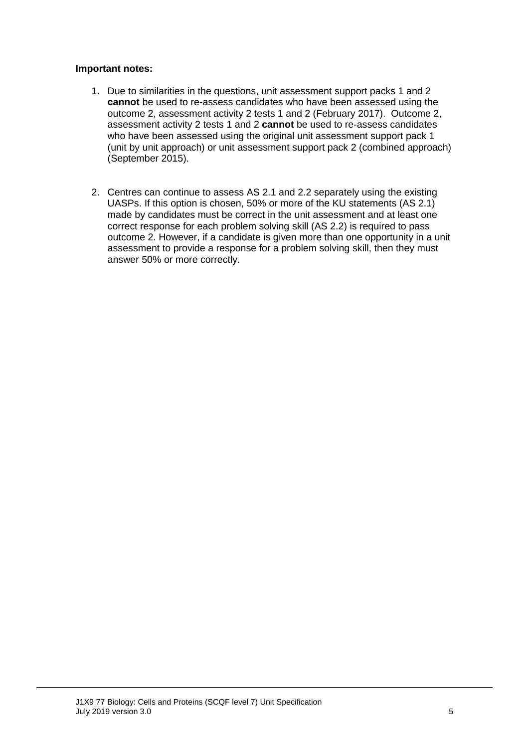**Important notes:**

1. Due to similarities in the questions, unit assessment support packs 1 and 2 **cannot** be used to re-assess candidates who have been assessed using the outcome 2, assessment activity 2 tests 1 and 2 (February 2017). Outcome 2, assessment activity 2 tests 1 and 2 **cannot** be used to re-assess candidates who have been assessed using the original unit assessment support pack 1 (unit by unit approach) or unit assessment support pack 2 (combined approach) (September 2015).

2. Centres can continue to assess AS 2.1 and 2.2 separately using the existing UASPs. If this option is chosen, 50% or more of the KU statements (AS 2.1) made by candidates must be correct in the unit assessment and at least one correct response for each problem solving skill (AS 2.2) is required to pass outcome 2. However, if a candidate is given more than one opportunity in a unit assessment to provide a response for a problem solving skill, then they must answer 50% or more correctly.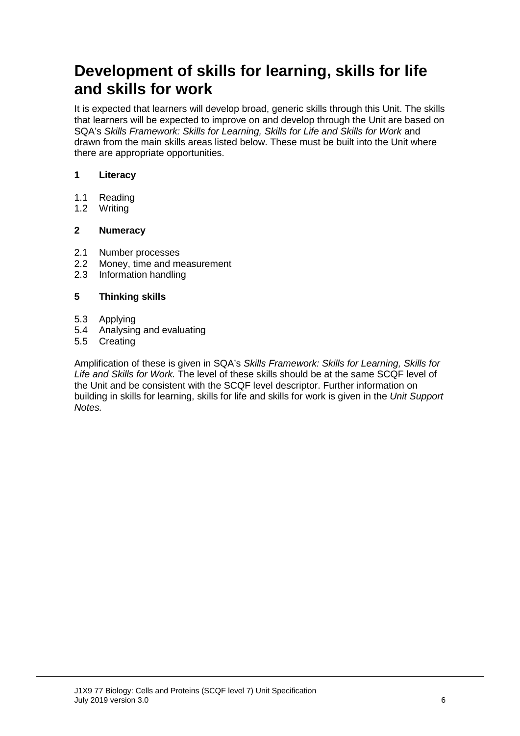# Development of skills for learning, skills for life and skills for work

It is expected that learners will develop broad, generic skills through this Unit. The skills that learners will be expected to improve on and develop through the Unit are based on SQA's *Skills Framework: Skills for Learning, Skills for Life and Skills for Work* and drawn from the main skills areas listed below. These must be built into the Unit where there are appropriate opportunities.

**1 Literacy**

1.1 Reading
1.2 Writing

**2 Numeracy**

2.1 Number processes
2.2 Money, time and measurement
2.3 Information handling

**5 Thinking skills**

5.3 Applying
5.4 Analysing and evaluating
5.5 Creating

Amplification of these is given in SQA's *Skills Framework: Skills for Learning, Skills for Life and Skills for Work.* The level of these skills should be at the same SCQF level of the Unit and be consistent with the SCQF level descriptor. Further information on building in skills for learning, skills for life and skills for work is given in the *Unit Support Notes.*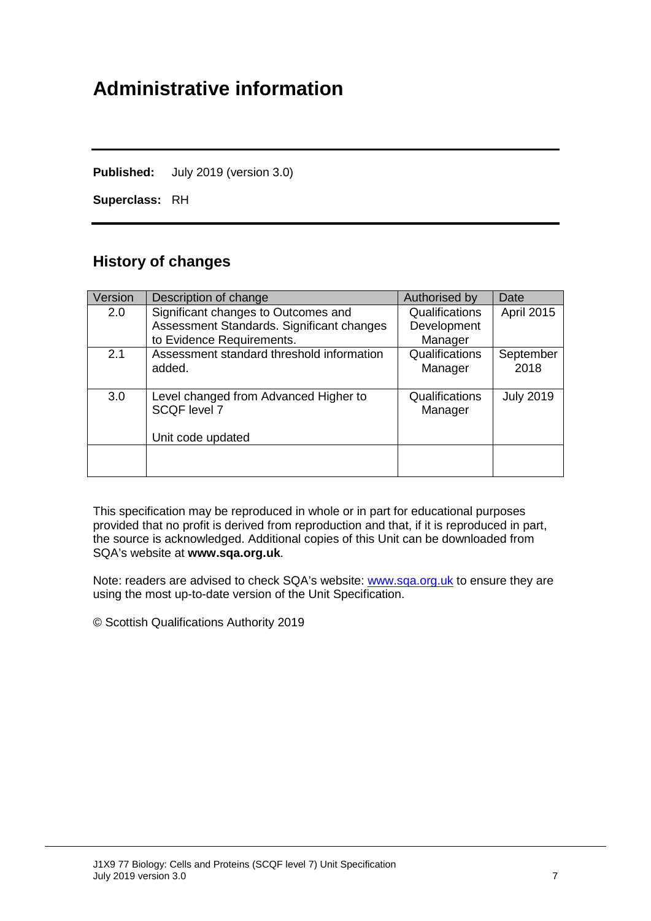# Administrative information

**Published:** July 2019 (version 3.0)

**Superclass:** RH

## History of changes

| Version | Description of change | Authorised by | Date |
|---|---|---|---|
| 2.0 | Significant changes to Outcomes and Assessment Standards. Significant changes to Evidence Requirements. | Qualifications Development Manager | April 2015 |
| 2.1 | Assessment standard threshold information added. | Qualifications Manager | September 2018 |
| 3.0 | Level changed from Advanced Higher to SCQF level 7<br><br>Unit code updated | Qualifications Manager | July 2019 |
| | | | |

This specification may be reproduced in whole or in part for educational purposes provided that no profit is derived from reproduction and that, if it is reproduced in part, the source is acknowledged. Additional copies of this Unit can be downloaded from SQA's website at **www.sqa.org.uk**.

Note: readers are advised to check SQA's website: www.sqa.org.uk to ensure they are using the most up-to-date version of the Unit Specification.

© Scottish Qualifications Authority 2019